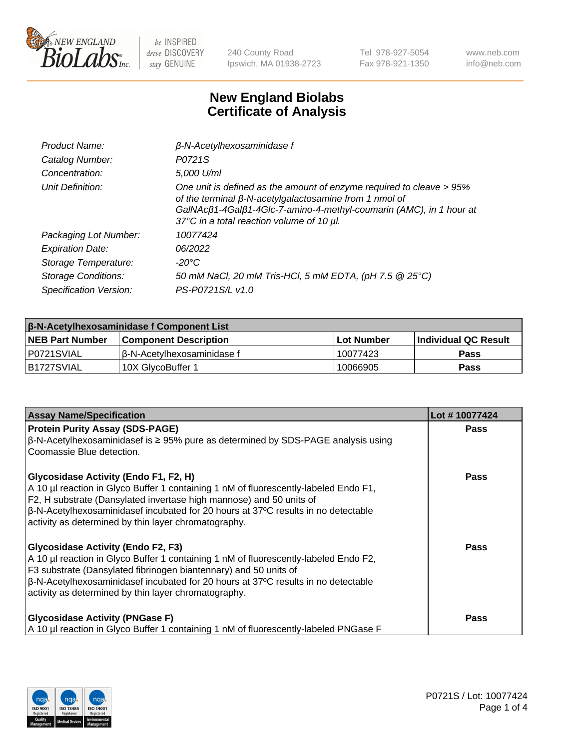New England Biolabs — be INSPIRED drive DISCOVERY stay GENUINE — 240 County Road, Ipswich, MA 01938-2723 — Tel 978-927-5054, Fax 978-921-1350 — www.neb.com, info@neb.com

# New England Biolabs Certificate of Analysis

| | |
|---|---|
| *Product Name:* | *β-N-Acetylhexosaminidase f* |
| *Catalog Number:* | *P0721S* |
| *Concentration:* | *5,000 U/ml* |
| *Unit Definition:* | *One unit is defined as the amount of enzyme required to cleave > 95% of the terminal β-N-acetylgalactosamine from 1 nmol of GalNAcβ1-4Galβ1-4Glc-7-amino-4-methyl-coumarin (AMC), in 1 hour at 37°C in a total reaction volume of 10 µl.* |
| *Packaging Lot Number:* | *10077424* |
| *Expiration Date:* | *06/2022* |
| *Storage Temperature:* | *-20°C* |
| *Storage Conditions:* | *50 mM NaCl, 20 mM Tris-HCl, 5 mM EDTA, (pH 7.5 @ 25°C)* |
| *Specification Version:* | *PS-P0721S/L v1.0* |

| β-N-Acetylhexosaminidase f Component List | | | |
|---|---|---|---|
| **NEB Part Number** | **Component Description** | **Lot Number** | **Individual QC Result** |
| P0721SVIAL | β-N-Acetylhexosaminidase f | 10077423 | **Pass** |
| B1727SVIAL | 10X GlycoBuffer 1 | 10066905 | **Pass** |

| Assay Name/Specification | Lot # 10077424 |
|---|---|
| **Protein Purity Assay (SDS-PAGE)**<br>β-N-Acetylhexosaminidasef is ≥ 95% pure as determined by SDS-PAGE analysis using Coomassie Blue detection. | **Pass** |
| **Glycosidase Activity (Endo F1, F2, H)**<br>A 10 µl reaction in Glyco Buffer 1 containing 1 nM of fluorescently-labeled Endo F1, F2, H substrate (Dansylated invertase high mannose) and 50 units of β-N-Acetylhexosaminidasef incubated for 20 hours at 37ºC results in no detectable activity as determined by thin layer chromatography. | **Pass** |
| **Glycosidase Activity (Endo F2, F3)**<br>A 10 µl reaction in Glyco Buffer 1 containing 1 nM of fluorescently-labeled Endo F2, F3 substrate (Dansylated fibrinogen biantennary) and 50 units of β-N-Acetylhexosaminidasef incubated for 20 hours at 37ºC results in no detectable activity as determined by thin layer chromatography. | **Pass** |
| **Glycosidase Activity (PNGase F)**<br>A 10 µl reaction in Glyco Buffer 1 containing 1 nM of fluorescently-labeled PNGase F | **Pass** |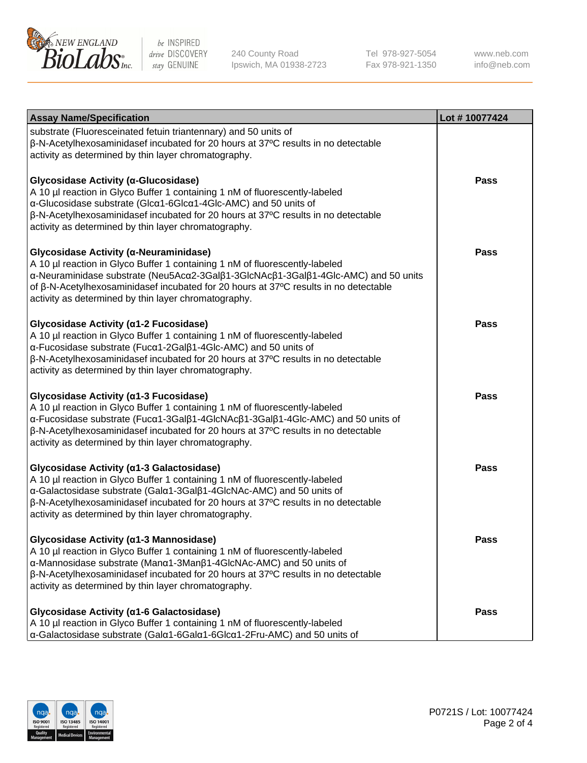| Assay Name/Specification | Lot # 10077424 |
| --- | --- |
| substrate (Fluoresceinated fetuin triantennary) and 50 units of β-N-Acetylhexosaminidasef incubated for 20 hours at 37ºC results in no detectable activity as determined by thin layer chromatography. | |
| **Glycosidase Activity (α-Glucosidase)**<br>A 10 µl reaction in Glyco Buffer 1 containing 1 nM of fluorescently-labeled α-Glucosidase substrate (Glcα1-6Glcα1-4Glc-AMC) and 50 units of β-N-Acetylhexosaminidasef incubated for 20 hours at 37ºC results in no detectable activity as determined by thin layer chromatography. | **Pass** |
| **Glycosidase Activity (α-Neuraminidase)**<br>A 10 µl reaction in Glyco Buffer 1 containing 1 nM of fluorescently-labeled α-Neuraminidase substrate (Neu5Acα2-3Galβ1-3GlcNAcβ1-3Galβ1-4Glc-AMC) and 50 units of β-N-Acetylhexosaminidasef incubated for 20 hours at 37ºC results in no detectable activity as determined by thin layer chromatography. | **Pass** |
| **Glycosidase Activity (α1-2 Fucosidase)**<br>A 10 µl reaction in Glyco Buffer 1 containing 1 nM of fluorescently-labeled α-Fucosidase substrate (Fucα1-2Galβ1-4Glc-AMC) and 50 units of β-N-Acetylhexosaminidasef incubated for 20 hours at 37ºC results in no detectable activity as determined by thin layer chromatography. | **Pass** |
| **Glycosidase Activity (α1-3 Fucosidase)**<br>A 10 µl reaction in Glyco Buffer 1 containing 1 nM of fluorescently-labeled α-Fucosidase substrate (Fucα1-3Galβ1-4GlcNAcβ1-3Galβ1-4Glc-AMC) and 50 units of β-N-Acetylhexosaminidasef incubated for 20 hours at 37ºC results in no detectable activity as determined by thin layer chromatography. | **Pass** |
| **Glycosidase Activity (α1-3 Galactosidase)**<br>A 10 µl reaction in Glyco Buffer 1 containing 1 nM of fluorescently-labeled α-Galactosidase substrate (Galα1-3Galβ1-4GlcNAc-AMC) and 50 units of β-N-Acetylhexosaminidasef incubated for 20 hours at 37ºC results in no detectable activity as determined by thin layer chromatography. | **Pass** |
| **Glycosidase Activity (α1-3 Mannosidase)**<br>A 10 µl reaction in Glyco Buffer 1 containing 1 nM of fluorescently-labeled α-Mannosidase substrate (Manα1-3Manβ1-4GlcNAc-AMC) and 50 units of β-N-Acetylhexosaminidasef incubated for 20 hours at 37ºC results in no detectable activity as determined by thin layer chromatography. | **Pass** |
| **Glycosidase Activity (α1-6 Galactosidase)**<br>A 10 µl reaction in Glyco Buffer 1 containing 1 nM of fluorescently-labeled α-Galactosidase substrate (Galα1-6Galα1-6Glcα1-2Fru-AMC) and 50 units of | **Pass** |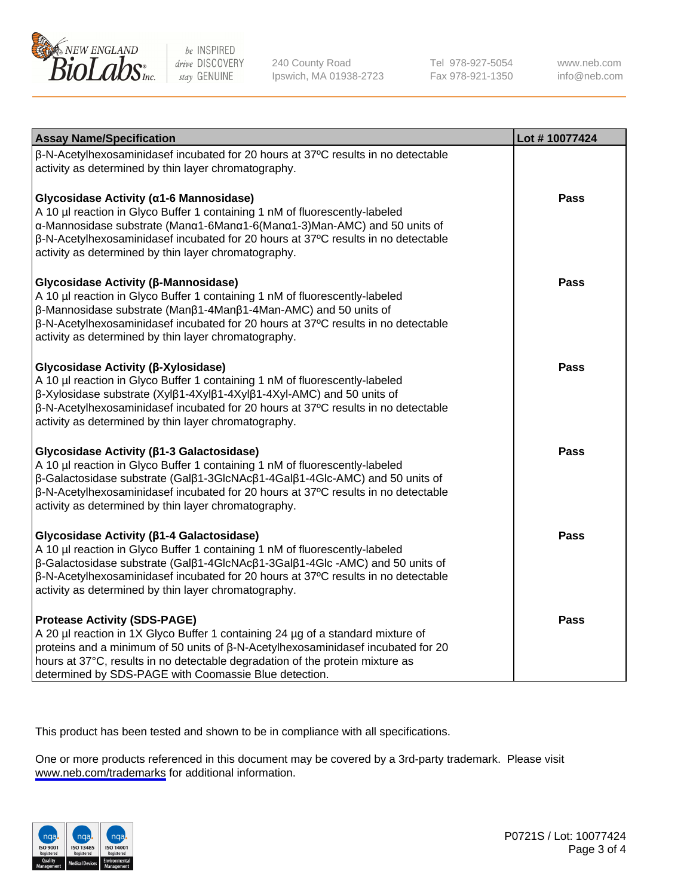| Assay Name/Specification | Lot # 10077424 |
|---|---|
| β-N-Acetylhexosaminidasef incubated for 20 hours at 37ºC results in no detectable activity as determined by thin layer chromatography. | |
| **Glycosidase Activity (α1-6 Mannosidase)**<br>A 10 µl reaction in Glyco Buffer 1 containing 1 nM of fluorescently-labeled α-Mannosidase substrate (Manα1-6Manα1-6(Manα1-3)Man-AMC) and 50 units of β-N-Acetylhexosaminidasef incubated for 20 hours at 37ºC results in no detectable activity as determined by thin layer chromatography. | **Pass** |
| **Glycosidase Activity (β-Mannosidase)**<br>A 10 µl reaction in Glyco Buffer 1 containing 1 nM of fluorescently-labeled β-Mannosidase substrate (Manβ1-4Manβ1-4Man-AMC) and 50 units of β-N-Acetylhexosaminidasef incubated for 20 hours at 37ºC results in no detectable activity as determined by thin layer chromatography. | **Pass** |
| **Glycosidase Activity (β-Xylosidase)**<br>A 10 µl reaction in Glyco Buffer 1 containing 1 nM of fluorescently-labeled β-Xylosidase substrate (Xylβ1-4Xylβ1-4Xylβ1-4Xyl-AMC) and 50 units of β-N-Acetylhexosaminidasef incubated for 20 hours at 37ºC results in no detectable activity as determined by thin layer chromatography. | **Pass** |
| **Glycosidase Activity (β1-3 Galactosidase)**<br>A 10 µl reaction in Glyco Buffer 1 containing 1 nM of fluorescently-labeled β-Galactosidase substrate (Galβ1-3GlcNAcβ1-4Galβ1-4Glc-AMC) and 50 units of β-N-Acetylhexosaminidasef incubated for 20 hours at 37ºC results in no detectable activity as determined by thin layer chromatography. | **Pass** |
| **Glycosidase Activity (β1-4 Galactosidase)**<br>A 10 µl reaction in Glyco Buffer 1 containing 1 nM of fluorescently-labeled β-Galactosidase substrate (Galβ1-4GlcNAcβ1-3Galβ1-4Glc -AMC) and 50 units of β-N-Acetylhexosaminidasef incubated for 20 hours at 37ºC results in no detectable activity as determined by thin layer chromatography. | **Pass** |
| **Protease Activity (SDS-PAGE)**<br>A 20 µl reaction in 1X Glyco Buffer 1 containing 24 µg of a standard mixture of proteins and a minimum of 50 units of β-N-Acetylhexosaminidasef incubated for 20 hours at 37°C, results in no detectable degradation of the protein mixture as determined by SDS-PAGE with Coomassie Blue detection. | **Pass** |

This product has been tested and shown to be in compliance with all specifications.

One or more products referenced in this document may be covered by a 3rd-party trademark. Please visit www.neb.com/trademarks for additional information.

P0721S / Lot: 10077424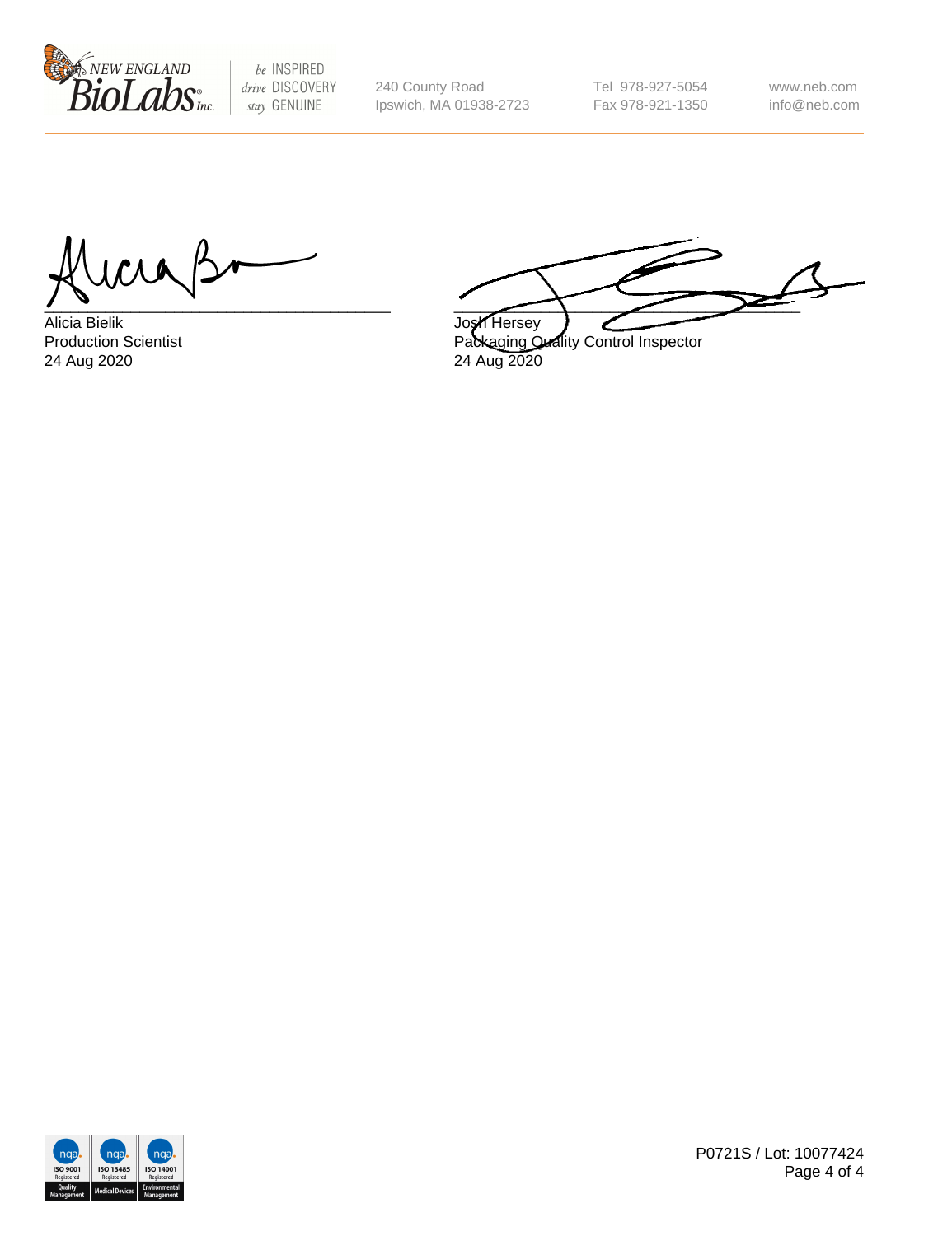Alicia Bielik
Production Scientist
24 Aug 2020

Josh Hersey
Packaging Quality Control Inspector
24 Aug 2020